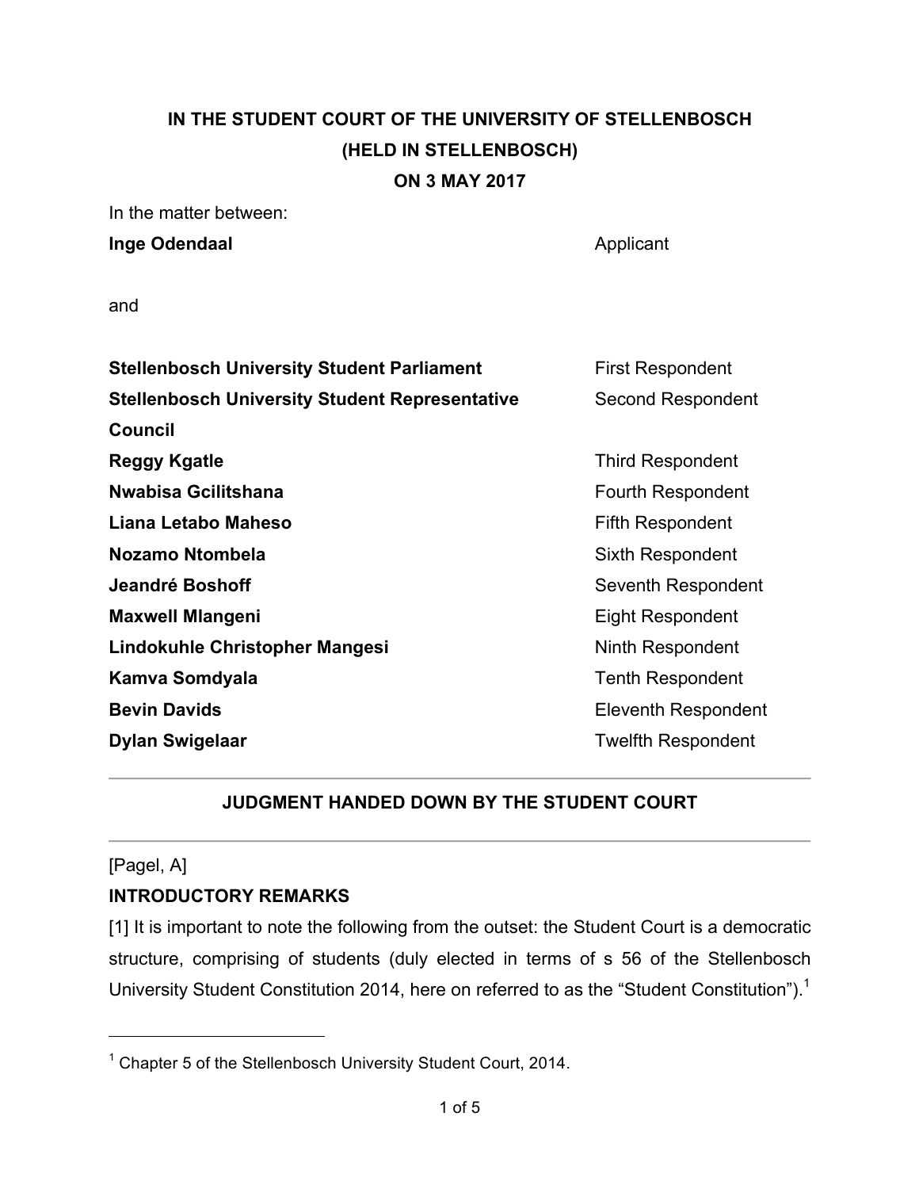**IN THE STUDENT COURT OF THE UNIVERSITY OF STELLENBOSCH**
**(HELD IN STELLENBOSCH)**
**ON 3 MAY 2017**

In the matter between:

| | |
|---|---|
| **Inge Odendaal** | Applicant |
| | |
| and | |
| | |
| **Stellenbosch University Student Parliament** | First Respondent |
| **Stellenbosch University Student Representative Council** | Second Respondent |
| **Reggy Kgatle** | Third Respondent |
| **Nwabisa Gcilitshana** | Fourth Respondent |
| **Liana Letabo Maheso** | Fifth Respondent |
| **Nozamo Ntombela** | Sixth Respondent |
| **Jeandré Boshoff** | Seventh Respondent |
| **Maxwell Mlangeni** | Eight Respondent |
| **Lindokuhle Christopher Mangesi** | Ninth Respondent |
| **Kamva Somdyala** | Tenth Respondent |
| **Bevin Davids** | Eleventh Respondent |
| **Dylan Swigelaar** | Twelfth Respondent |

---

**JUDGMENT HANDED DOWN BY THE STUDENT COURT**

---

[Pagel, A]

**INTRODUCTORY REMARKS**

[1] It is important to note the following from the outset: the Student Court is a democratic structure, comprising of students (duly elected in terms of s 56 of the Stellenbosch University Student Constitution 2014, here on referred to as the "Student Constitution").[1]

---

[1] Chapter 5 of the Stellenbosch University Student Court, 2014.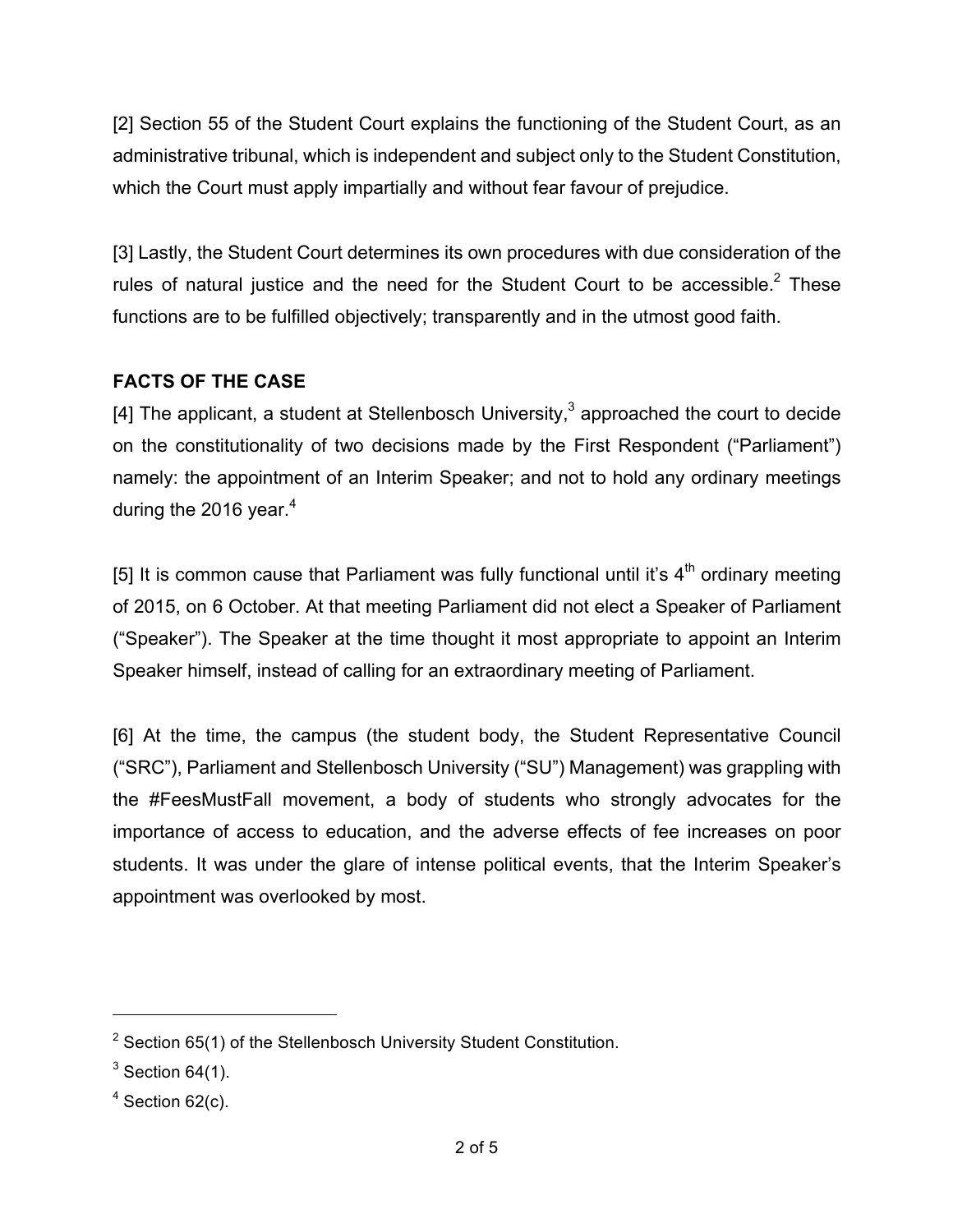[2] Section 55 of the Student Court explains the functioning of the Student Court, as an administrative tribunal, which is independent and subject only to the Student Constitution, which the Court must apply impartially and without fear favour of prejudice.

[3] Lastly, the Student Court determines its own procedures with due consideration of the rules of natural justice and the need for the Student Court to be accessible.[2] These functions are to be fulfilled objectively; transparently and in the utmost good faith.

**FACTS OF THE CASE**

[4] The applicant, a student at Stellenbosch University,[3] approached the court to decide on the constitutionality of two decisions made by the First Respondent ("Parliament") namely: the appointment of an Interim Speaker; and not to hold any ordinary meetings during the 2016 year.[4]

[5] It is common cause that Parliament was fully functional until it's 4th ordinary meeting of 2015, on 6 October. At that meeting Parliament did not elect a Speaker of Parliament ("Speaker"). The Speaker at the time thought it most appropriate to appoint an Interim Speaker himself, instead of calling for an extraordinary meeting of Parliament.

[6] At the time, the campus (the student body, the Student Representative Council ("SRC"), Parliament and Stellenbosch University ("SU") Management) was grappling with the #FeesMustFall movement, a body of students who strongly advocates for the importance of access to education, and the adverse effects of fee increases on poor students. It was under the glare of intense political events, that the Interim Speaker's appointment was overlooked by most.

---

[2] Section 65(1) of the Stellenbosch University Student Constitution.

[3] Section 64(1).

[4] Section 62(c).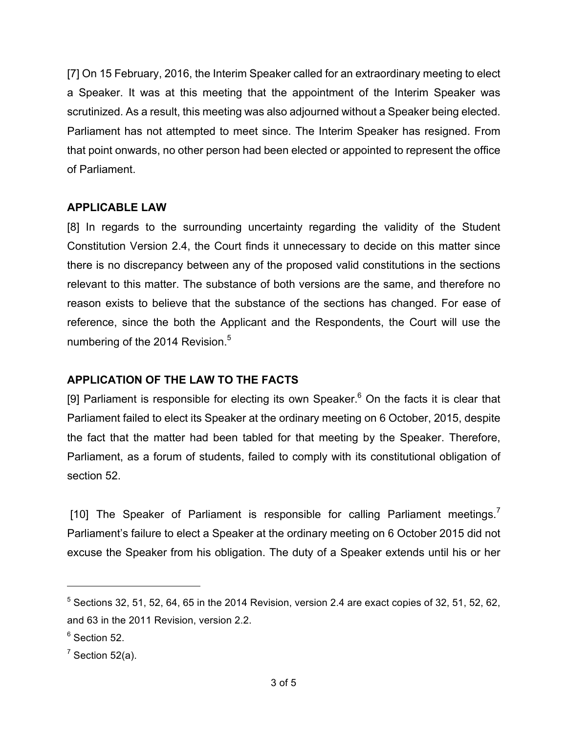[7] On 15 February, 2016, the Interim Speaker called for an extraordinary meeting to elect a Speaker. It was at this meeting that the appointment of the Interim Speaker was scrutinized. As a result, this meeting was also adjourned without a Speaker being elected. Parliament has not attempted to meet since. The Interim Speaker has resigned. From that point onwards, no other person had been elected or appointed to represent the office of Parliament.

## APPLICABLE LAW

[8] In regards to the surrounding uncertainty regarding the validity of the Student Constitution Version 2.4, the Court finds it unnecessary to decide on this matter since there is no discrepancy between any of the proposed valid constitutions in the sections relevant to this matter. The substance of both versions are the same, and therefore no reason exists to believe that the substance of the sections has changed. For ease of reference, since the both the Applicant and the Respondents, the Court will use the numbering of the 2014 Revision.[5]

## APPLICATION OF THE LAW TO THE FACTS

[9] Parliament is responsible for electing its own Speaker.[6] On the facts it is clear that Parliament failed to elect its Speaker at the ordinary meeting on 6 October, 2015, despite the fact that the matter had been tabled for that meeting by the Speaker. Therefore, Parliament, as a forum of students, failed to comply with its constitutional obligation of section 52.

[10] The Speaker of Parliament is responsible for calling Parliament meetings.[7] Parliament's failure to elect a Speaker at the ordinary meeting on 6 October 2015 did not excuse the Speaker from his obligation. The duty of a Speaker extends until his or her

---

[5] Sections 32, 51, 52, 64, 65 in the 2014 Revision, version 2.4 are exact copies of 32, 51, 52, 62, and 63 in the 2011 Revision, version 2.2.

[6] Section 52.

[7] Section 52(a).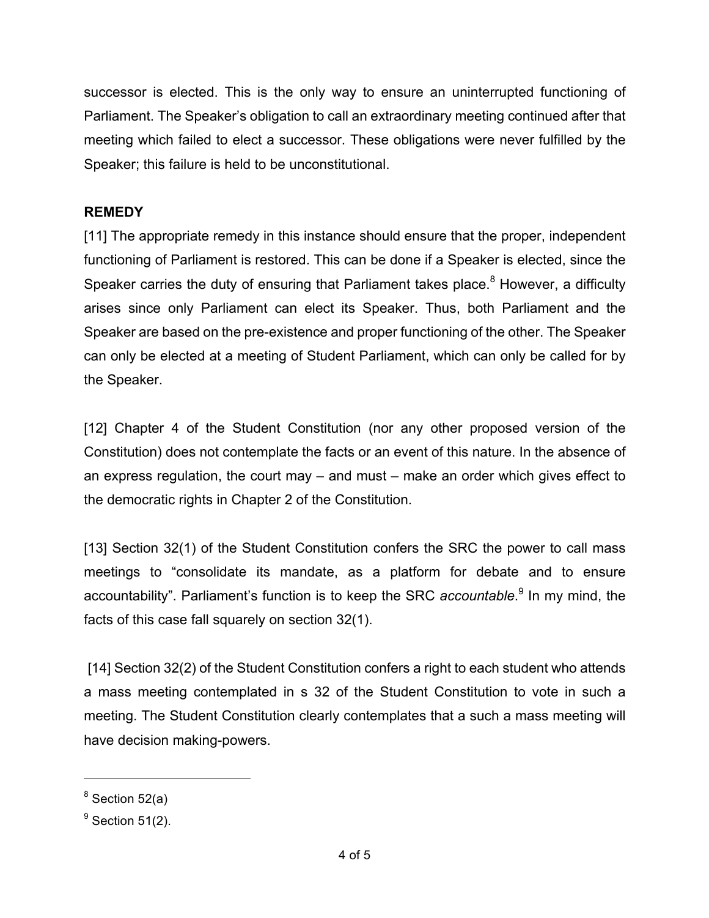successor is elected. This is the only way to ensure an uninterrupted functioning of Parliament. The Speaker's obligation to call an extraordinary meeting continued after that meeting which failed to elect a successor. These obligations were never fulfilled by the Speaker; this failure is held to be unconstitutional.

**REMEDY**

[11] The appropriate remedy in this instance should ensure that the proper, independent functioning of Parliament is restored. This can be done if a Speaker is elected, since the Speaker carries the duty of ensuring that Parliament takes place.[8] However, a difficulty arises since only Parliament can elect its Speaker. Thus, both Parliament and the Speaker are based on the pre-existence and proper functioning of the other. The Speaker can only be elected at a meeting of Student Parliament, which can only be called for by the Speaker.

[12] Chapter 4 of the Student Constitution (nor any other proposed version of the Constitution) does not contemplate the facts or an event of this nature. In the absence of an express regulation, the court may – and must – make an order which gives effect to the democratic rights in Chapter 2 of the Constitution.

[13] Section 32(1) of the Student Constitution confers the SRC the power to call mass meetings to "consolidate its mandate, as a platform for debate and to ensure accountability". Parliament's function is to keep the SRC *accountable*.[9] In my mind, the facts of this case fall squarely on section 32(1).

[14] Section 32(2) of the Student Constitution confers a right to each student who attends a mass meeting contemplated in s 32 of the Student Constitution to vote in such a meeting. The Student Constitution clearly contemplates that a such a mass meeting will have decision making-powers.

---

[8] Section 52(a)

[9] Section 51(2).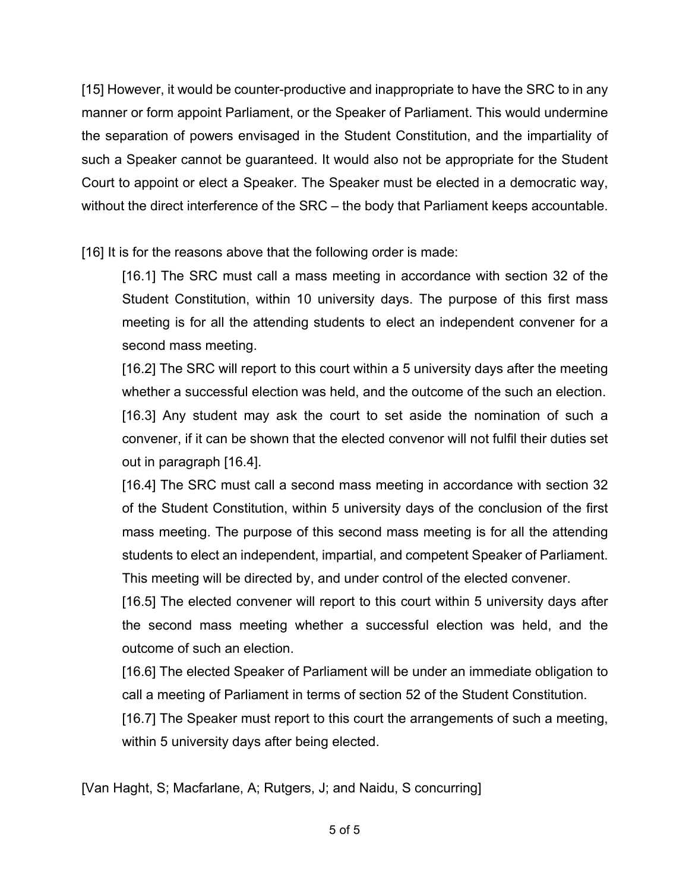[15] However, it would be counter-productive and inappropriate to have the SRC to in any manner or form appoint Parliament, or the Speaker of Parliament. This would undermine the separation of powers envisaged in the Student Constitution, and the impartiality of such a Speaker cannot be guaranteed. It would also not be appropriate for the Student Court to appoint or elect a Speaker. The Speaker must be elected in a democratic way, without the direct interference of the SRC – the body that Parliament keeps accountable.

[16] It is for the reasons above that the following order is made:

> [16.1] The SRC must call a mass meeting in accordance with section 32 of the Student Constitution, within 10 university days. The purpose of this first mass meeting is for all the attending students to elect an independent convener for a second mass meeting.
>
> [16.2] The SRC will report to this court within a 5 university days after the meeting whether a successful election was held, and the outcome of the such an election.
>
> [16.3] Any student may ask the court to set aside the nomination of such a convener, if it can be shown that the elected convenor will not fulfil their duties set out in paragraph [16.4].
>
> [16.4] The SRC must call a second mass meeting in accordance with section 32 of the Student Constitution, within 5 university days of the conclusion of the first mass meeting. The purpose of this second mass meeting is for all the attending students to elect an independent, impartial, and competent Speaker of Parliament. This meeting will be directed by, and under control of the elected convener.
>
> [16.5] The elected convener will report to this court within 5 university days after the second mass meeting whether a successful election was held, and the outcome of such an election.
>
> [16.6] The elected Speaker of Parliament will be under an immediate obligation to call a meeting of Parliament in terms of section 52 of the Student Constitution.
>
> [16.7] The Speaker must report to this court the arrangements of such a meeting, within 5 university days after being elected.

[Van Haght, S; Macfarlane, A; Rutgers, J; and Naidu, S concurring]